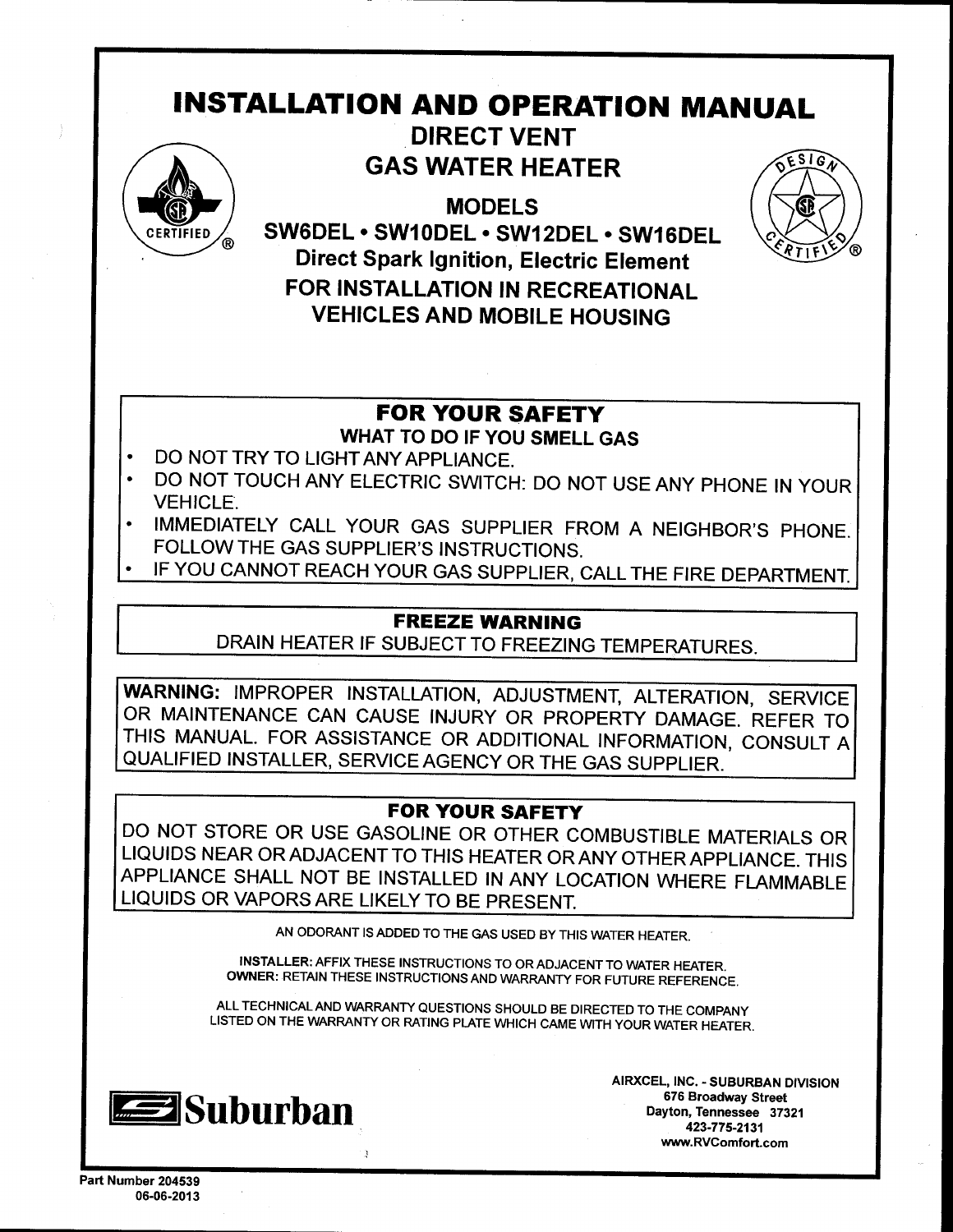# INSTALLATION AND OPERATION MANUAL

## DIRECT VENT GAS WATER HEATER

### MODELS

**SW6DEL • SW10DEL • SW12DEL • SW16DEL**

**Direct Spark Ignition, Electric Element**

**FOR INSTALLATION IN RECREATIONAL VEHICLES AND MOBILE HOUSING**

---

### FOR YOUR SAFETY

**WHAT TO DO IF YOU SMELL GAS**

- DO NOT TRY TO LIGHT ANY APPLIANCE.
- DO NOT TOUCH ANY ELECTRIC SWITCH: DO NOT USE ANY PHONE IN YOUR VEHICLE.
- IMMEDIATELY CALL YOUR GAS SUPPLIER FROM A NEIGHBOR'S PHONE. FOLLOW THE GAS SUPPLIER'S INSTRUCTIONS.
- IF YOU CANNOT REACH YOUR GAS SUPPLIER, CALL THE FIRE DEPARTMENT.

---

### FREEZE WARNING

DRAIN HEATER IF SUBJECT TO FREEZING TEMPERATURES.

---

**WARNING:** IMPROPER INSTALLATION, ADJUSTMENT, ALTERATION, SERVICE OR MAINTENANCE CAN CAUSE INJURY OR PROPERTY DAMAGE. REFER TO THIS MANUAL. FOR ASSISTANCE OR ADDITIONAL INFORMATION, CONSULT A QUALIFIED INSTALLER, SERVICE AGENCY OR THE GAS SUPPLIER.

---

### FOR YOUR SAFETY

DO NOT STORE OR USE GASOLINE OR OTHER COMBUSTIBLE MATERIALS OR LIQUIDS NEAR OR ADJACENT TO THIS HEATER OR ANY OTHER APPLIANCE. THIS APPLIANCE SHALL NOT BE INSTALLED IN ANY LOCATION WHERE FLAMMABLE LIQUIDS OR VAPORS ARE LIKELY TO BE PRESENT.

---

AN ODORANT IS ADDED TO THE GAS USED BY THIS WATER HEATER.

**INSTALLER:** AFFIX THESE INSTRUCTIONS TO OR ADJACENT TO WATER HEATER.
**OWNER:** RETAIN THESE INSTRUCTIONS AND WARRANTY FOR FUTURE REFERENCE.

ALL TECHNICAL AND WARRANTY QUESTIONS SHOULD BE DIRECTED TO THE COMPANY LISTED ON THE WARRANTY OR RATING PLATE WHICH CAME WITH YOUR WATER HEATER.

**Suburban**

AIRXCEL, INC. - SUBURBAN DIVISION
676 Broadway Street
Dayton, Tennessee 37321
423-775-2131
www.RVComfort.com

Part Number 204539
06-06-2013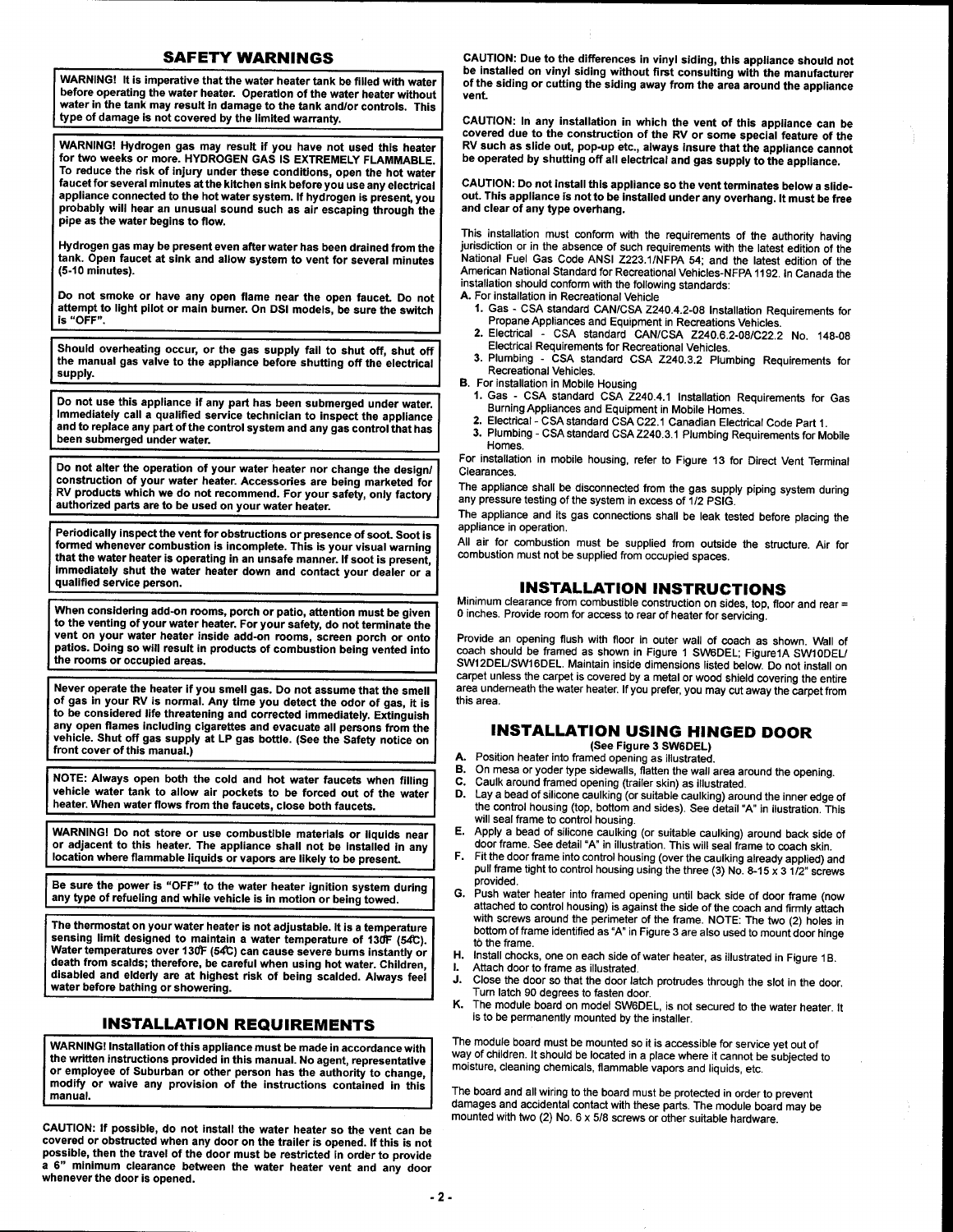## SAFETY WARNINGS

**WARNING! It is imperative that the water heater tank be filled with water before operating the water heater. Operation of the water heater without water in the tank may result in damage to the tank and/or controls. This type of damage is not covered by the limited warranty.**

**WARNING! Hydrogen gas may result if you have not used this heater for two weeks or more. HYDROGEN GAS IS EXTREMELY FLAMMABLE. To reduce the risk of injury under these conditions, open the hot water faucet for several minutes at the kitchen sink before you use any electrical appliance connected to the hot water system. If hydrogen is present, you probably will hear an unusual sound such as air escaping through the pipe as the water begins to flow.**

**Hydrogen gas may be present even after water has been drained from the tank. Open faucet at sink and allow system to vent for several minutes (5-10 minutes).**

**Do not smoke or have any open flame near the open faucet. Do not attempt to light pilot or main burner. On DSI models, be sure the switch is "OFF".**

**Should overheating occur, or the gas supply fail to shut off, shut off the manual gas valve to the appliance before shutting off the electrical supply.**

**Do not use this appliance if any part has been submerged under water. Immediately call a qualified service technician to inspect the appliance and to replace any part of the control system and any gas control that has been submerged under water.**

**Do not alter the operation of your water heater nor change the design/construction of your water heater. Accessories are being marketed for RV products which we do not recommend. For your safety, only factory authorized parts are to be used on your water heater.**

**Periodically inspect the vent for obstructions or presence of soot. Soot is formed whenever combustion is incomplete. This is your visual warning that the water heater is operating in an unsafe manner. If soot is present, immediately shut the water heater down and contact your dealer or a qualified service person.**

**When considering add-on rooms, porch or patio, attention must be given to the venting of your water heater. For your safety, do not terminate the vent on your water heater inside add-on rooms, screen porch or onto patios. Doing so will result in products of combustion being vented into the rooms or occupied areas.**

**Never operate the heater if you smell gas. Do not assume that the smell of gas in your RV is normal. Any time you detect the odor of gas, it is to be considered life threatening and corrected immediately. Extinguish any open flames including cigarettes and evacuate all persons from the vehicle. Shut off gas supply at LP gas bottle. (See the Safety notice on front cover of this manual.)**

**NOTE: Always open both the cold and hot water faucets when filling vehicle water tank to allow air pockets to be forced out of the water heater. When water flows from the faucets, close both faucets.**

**WARNING! Do not store or use combustible materials or liquids near or adjacent to this heater. The appliance shall not be installed in any location where flammable liquids or vapors are likely to be present.**

**Be sure the power is "OFF" to the water heater ignition system during any type of refueling and while vehicle is in motion or being towed.**

**The thermostat on your water heater is not adjustable. It is a temperature sensing limit designed to maintain a water temperature of 130°F (54°C). Water temperatures over 130°F (54°C) can cause severe burns instantly or death from scalds; therefore, be careful when using hot water. Children, disabled and elderly are at highest risk of being scalded. Always feel water before bathing or showering.**

## INSTALLATION REQUIREMENTS

**WARNING! Installation of this appliance must be made in accordance with the written instructions provided in this manual. No agent, representative or employee of Suburban or other person has the authority to change, modify or waive any provision of the instructions contained in this manual.**

**CAUTION: If possible, do not install the water heater so the vent can be covered or obstructed when any door on the trailer is opened. If this is not possible, then the travel of the door must be restricted in order to provide a 6" minimum clearance between the water heater vent and any door whenever the door is opened.**

**CAUTION: Due to the differences in vinyl siding, this appliance should not be installed on vinyl siding without first consulting with the manufacturer of the siding or cutting the siding away from the area around the appliance vent.**

**CAUTION: In any installation in which the vent of this appliance can be covered due to the construction of the RV or some special feature of the RV such as slide out, pop-up etc., always insure that the appliance cannot be operated by shutting off all electrical and gas supply to the appliance.**

**CAUTION: Do not install this appliance so the vent terminates below a slide-out. This appliance is not to be installed under any overhang. It must be free and clear of any type overhang.**

This installation must conform with the requirements of the authority having jurisdiction or in the absence of such requirements with the latest edition of the National Fuel Gas Code ANSI Z223.1/NFPA 54; and the latest edition of the American National Standard for Recreational Vehicles-NFPA 1192. In Canada the installation should conform with the following standards:

A. For installation in Recreational Vehicle
   1. Gas - CSA standard CAN/CSA Z240.4.2-08 Installation Requirements for Propane Appliances and Equipment in Recreations Vehicles.
   2. Electrical - CSA standard CAN/CSA Z240.6.2-08/C22.2 No. 148-08 Electrical Requirements for Recreational Vehicles.
   3. Plumbing - CSA standard CSA Z240.3.2 Plumbing Requirements for Recreational Vehicles.
B. For installation in Mobile Housing
   1. Gas - CSA standard CSA Z240.4.1 Installation Requirements for Gas Burning Appliances and Equipment in Mobile Homes.
   2. Electrical - CSA standard CSA C22.1 Canadian Electrical Code Part 1.
   3. Plumbing - CSA standard CSA Z240.3.1 Plumbing Requirements for Mobile Homes.

For installation in mobile housing, refer to Figure 13 for Direct Vent Terminal Clearances.

The appliance shall be disconnected from the gas supply piping system during any pressure testing of the system in excess of 1/2 PSIG.

The appliance and its gas connections shall be leak tested before placing the appliance in operation.

All air for combustion must be supplied from outside the structure. Air for combustion must not be supplied from occupied spaces.

## INSTALLATION INSTRUCTIONS

Minimum clearance from combustible construction on sides, top, floor and rear = 0 inches. Provide room for access to rear of heater for servicing.

Provide an opening flush with floor in outer wall of coach as shown. Wall of coach should be framed as shown in Figure 1 SW6DEL; Figure1A SW10DEL/SW12DEL/SW16DEL. Maintain inside dimensions listed below. Do not install on carpet unless the carpet is covered by a metal or wood shield covering the entire area underneath the water heater. If you prefer, you may cut away the carpet from this area.

## INSTALLATION USING HINGED DOOR

**(See Figure 3 SW6DEL)**

A. Position heater into framed opening as illustrated.
B. On mesa or yoder type sidewalls, flatten the wall area around the opening.
C. Caulk around framed opening (trailer skin) as illustrated.
D. Lay a bead of silicone caulking (or suitable caulking) around the inner edge of the control housing (top, bottom and sides). See detail "A" in illustration. This will seal frame to control housing.
E. Apply a bead of silicone caulking (or suitable caulking) around back side of door frame. See detail "A" in illustration. This will seal frame to coach skin.
F. Fit the door frame into control housing (over the caulking already applied) and pull frame tight to control housing using the three (3) No. 8-15 x 3 1/2" screws provided.
G. Push water heater into framed opening until back side of door frame (now attached to control housing) is against the side of the coach and firmly attach with screws around the perimeter of the frame. NOTE: The two (2) holes in bottom of frame identified as "A" in Figure 3 are also used to mount door hinge to the frame.
H. Install chocks, one on each side of water heater, as illustrated in Figure 1B.
I. Attach door to frame as illustrated.
J. Close the door so that the door latch protrudes through the slot in the door. Turn latch 90 degrees to fasten door.
K. The module board on model SW6DEL, is not secured to the water heater. It is to be permanently mounted by the installer.

The module board must be mounted so it is accessible for service yet out of way of children. It should be located in a place where it cannot be subjected to moisture, cleaning chemicals, flammable vapors and liquids, etc.

The board and all wiring to the board must be protected in order to prevent damages and accidental contact with these parts. The module board may be mounted with two (2) No. 6 x 5/8 screws or other suitable hardware.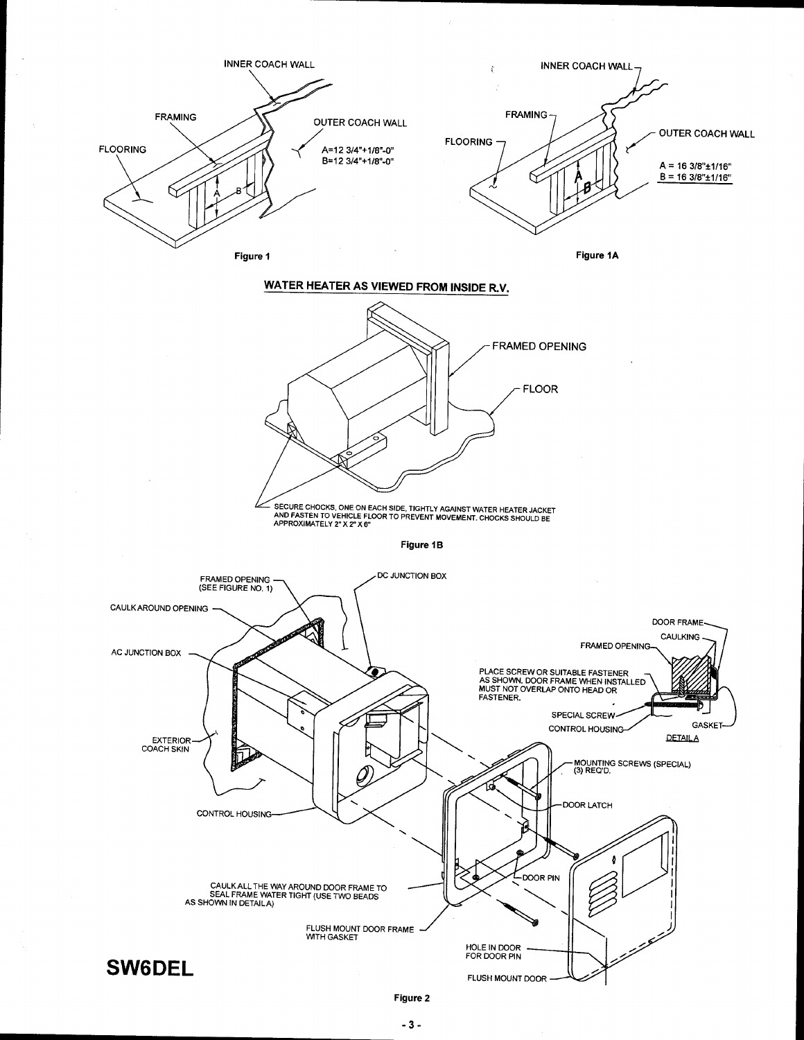INNER COACH WALL

FRAMING

OUTER COACH WALL

FLOORING

A=12 3/4"+1/8"-0"
B=12 3/4"+1/8"-0"

Figure 1

INNER COACH WALL

FRAMING

FLOORING

OUTER COACH WALL

A = 16 3/8"±1/16"
B = 16 3/8"±1/16"

Figure 1A

## WATER HEATER AS VIEWED FROM INSIDE R.V.

FRAMED OPENING

FLOOR

SECURE CHOCKS, ONE ON EACH SIDE, TIGHTLY AGAINST WATER HEATER JACKET AND FASTEN TO VEHICLE FLOOR TO PREVENT MOVEMENT. CHOCKS SHOULD BE APPROXIMATELY 2" X 2" X 6"

Figure 1B

FRAMED OPENING (SEE FIGURE NO. 1)

DC JUNCTION BOX

CAULK AROUND OPENING

AC JUNCTION BOX

EXTERIOR COACH SKIN

CONTROL HOUSING

DOOR FRAME

CAULKING

FRAMED OPENING

PLACE SCREW OR SUITABLE FASTENER AS SHOWN. DOOR FRAME WHEN INSTALLED MUST NOT OVERLAP ONTO HEAD OR FASTENER.

SPECIAL SCREW

CONTROL HOUSING

GASKET

DETAIL A

MOUNTING SCREWS (SPECIAL) (3) REQ'D.

DOOR LATCH

DOOR PIN

CAULK ALL THE WAY AROUND DOOR FRAME TO SEAL FRAME WATER TIGHT (USE TWO BEADS AS SHOWN IN DETAIL A)

FLUSH MOUNT DOOR FRAME WITH GASKET

HOLE IN DOOR FOR DOOR PIN

FLUSH MOUNT DOOR

**SW6DEL**

Figure 2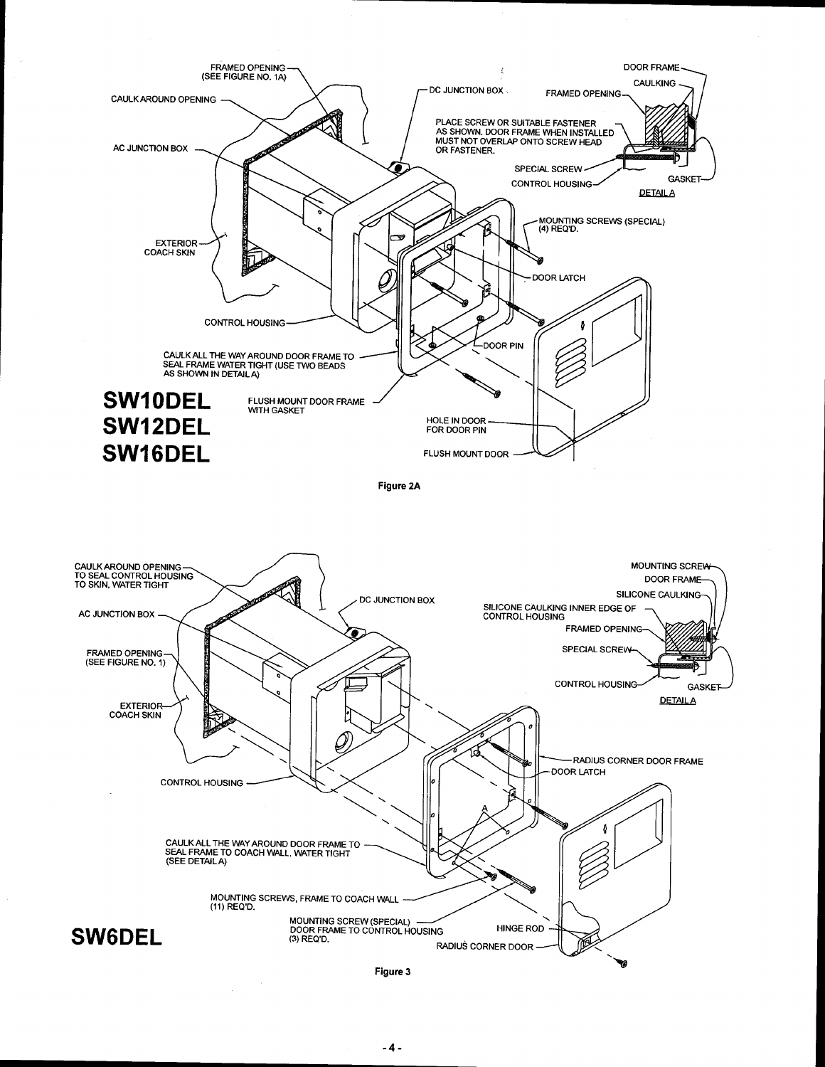FRAMED OPENING (SEE FIGURE NO. 1A)

CAULK AROUND OPENING

AC JUNCTION BOX

DC JUNCTION BOX

DOOR FRAME

CAULKING

FRAMED OPENING

PLACE SCREW OR SUITABLE FASTENER AS SHOWN. DOOR FRAME WHEN INSTALLED MUST NOT OVERLAP ONTO SCREW HEAD OR FASTENER.

SPECIAL SCREW

CONTROL HOUSING

GASKET

DETAIL A

MOUNTING SCREWS (SPECIAL) (4) REQ'D.

EXTERIOR COACH SKIN

DOOR LATCH

CONTROL HOUSING

DOOR PIN

CAULK ALL THE WAY AROUND DOOR FRAME TO SEAL FRAME WATER TIGHT (USE TWO BEADS AS SHOWN IN DETAIL A)

**SW10DEL**
**SW12DEL**
**SW16DEL**

FLUSH MOUNT DOOR FRAME WITH GASKET

HOLE IN DOOR FOR DOOR PIN

FLUSH MOUNT DOOR

Figure 2A

CAULK AROUND OPENING TO SEAL CONTROL HOUSING TO SKIN, WATER TIGHT

AC JUNCTION BOX

DC JUNCTION BOX

MOUNTING SCREW

DOOR FRAME

SILICONE CAULKING

SILICONE CAULKING INNER EDGE OF CONTROL HOUSING

FRAMED OPENING

FRAMED OPENING (SEE FIGURE NO. 1)

SPECIAL SCREW

EXTERIOR COACH SKIN

CONTROL HOUSING

GASKET

DETAIL A

RADIUS CORNER DOOR FRAME

DOOR LATCH

CONTROL HOUSING

CAULK ALL THE WAY AROUND DOOR FRAME TO SEAL FRAME TO COACH WALL, WATER TIGHT (SEE DETAIL A)

MOUNTING SCREWS, FRAME TO COACH WALL (11) REQ'D.

MOUNTING SCREW (SPECIAL) DOOR FRAME TO CONTROL HOUSING (3) REQ'D.

HINGE ROD

RADIUS CORNER DOOR

**SW6DEL**

Figure 3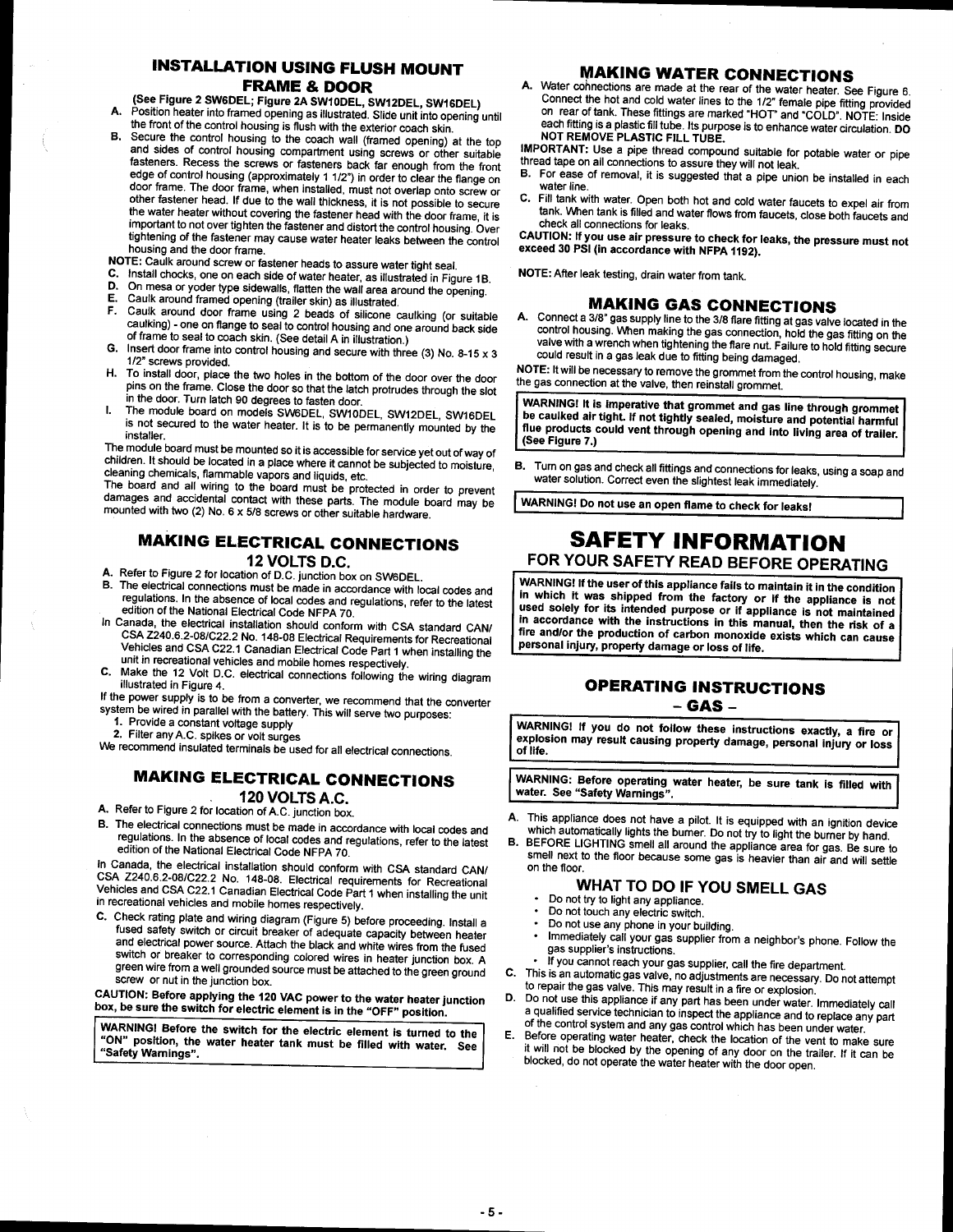## INSTALLATION USING FLUSH MOUNT FRAME & DOOR

**(See Figure 2 SW6DEL; Figure 2A SW10DEL, SW12DEL, SW16DEL)**

A. Position heater into framed opening as illustrated. Slide unit into opening until the front of the control housing is flush with the exterior coach skin.

B. Secure the control housing to the coach wall (framed opening) at the top and sides of control housing compartment using screws or other suitable fasteners. Recess the screws or fasteners back far enough from the front edge of control housing (approximately 1 1/2") in order to clear the flange on door frame. The door frame, when installed, must not overlap onto screw or other fastener head. If due to the wall thickness, it is not possible to secure the water heater without covering the fastener head with the door frame, it is important to not over tighten the fastener and distort the control housing. Over tightening of the fastener may cause water heater leaks between the control housing and the door frame.

**NOTE:** Caulk around screw or fastener heads to assure water tight seal.

C. Install chocks, one on each side of water heater, as illustrated in Figure 1B.

D. On mesa or yoder type sidewalls, flatten the wall area around the opening.

E. Caulk around framed opening (trailer skin) as illustrated.

F. Caulk around door frame using 2 beads of silicone caulking (or suitable caulking) - one on flange to seal to control housing and one around back side of frame to seal to coach skin. (See detail A in illustration.)

G. Insert door frame into control housing and secure with three (3) No. 8-15 x 3 1/2" screws provided.

H. To install door, place the two holes in the bottom of the door over the door pins on the frame. Close the door so that the latch protrudes through the slot in the door. Turn latch 90 degrees to fasten door.

I. The module board on models SW6DEL, SW10DEL, SW12DEL, SW16DEL is not secured to the water heater. It is to be permanently mounted by the installer.

The module board must be mounted so it is accessible for service yet out of way of children. It should be located in a place where it cannot be subjected to moisture, cleaning chemicals, flammable vapors and liquids, etc.

The board and all wiring to the board must be protected in order to prevent damages and accidental contact with these parts. The module board may be mounted with two (2) No. 6 x 5/8 screws or other suitable hardware.

## MAKING ELECTRICAL CONNECTIONS 12 VOLTS D.C.

A. Refer to Figure 2 for location of D.C. junction box on SW6DEL.

B. The electrical connections must be made in accordance with local codes and regulations. In the absence of local codes and regulations, refer to the latest edition of the National Electrical Code NFPA 70.

In Canada, the electrical installation should conform with CSA standard CAN/CSA Z240.6.2-08/C22.2 No. 148-08 Electrical Requirements for Recreational Vehicles and CSA C22.1 Canadian Electrical Code Part 1 when installing the unit in recreational vehicles and mobile homes respectively.

C. Make the 12 Volt D.C. electrical connections following the wiring diagram illustrated in Figure 4.

If the power supply is to be from a converter, we recommend that the converter system be wired in parallel with the battery. This will serve two purposes:

1. Provide a constant voltage supply
2. Filter any A.C. spikes or volt surges

We recommend insulated terminals be used for all electrical connections.

## MAKING ELECTRICAL CONNECTIONS 120 VOLTS A.C.

A. Refer to Figure 2 for location of A.C. junction box.

B. The electrical connections must be made in accordance with local codes and regulations. In the absence of local codes and regulations, refer to the latest edition of the National Electrical Code NFPA 70.

In Canada, the electrical installation should conform with CSA standard CAN/CSA Z240.6.2-08/C22.2 No. 148-08. Electrical requirements for Recreational Vehicles and CSA C22.1 Canadian Electrical Code Part 1 when installing the unit in recreational vehicles and mobile homes respectively.

C. Check rating plate and wiring diagram (Figure 5) before proceeding. Install a fused safety switch or circuit breaker of adequate capacity between heater and electrical power source. Attach the black and white wires from the fused switch or breaker to corresponding colored wires in heater junction box. A green wire from a well grounded source must be attached to the green ground screw or nut in the junction box.

**CAUTION: Before applying the 120 VAC power to the water heater junction box, be sure the switch for electric element is in the "OFF" position.**

> **WARNING! Before the switch for the electric element is turned to the "ON" position, the water heater tank must be filled with water. See "Safety Warnings".**

## MAKING WATER CONNECTIONS

A. Water connections are made at the rear of the water heater. See Figure 6. Connect the hot and cold water lines to the 1/2" female pipe fitting provided on rear of tank. These fittings are marked "HOT" and "COLD". NOTE: Inside each fitting is a plastic fill tube. Its purpose is to enhance water circulation. **DO NOT REMOVE PLASTIC FILL TUBE.**

**IMPORTANT:** Use a pipe thread compound suitable for potable water or pipe thread tape on all connections to assure they will not leak.

B. For ease of removal, it is suggested that a pipe union be installed in each water line.

C. Fill tank with water. Open both hot and cold water faucets to expel air from tank. When tank is filled and water flows from faucets, close both faucets and check all connections for leaks.

**CAUTION: If you use air pressure to check for leaks, the pressure must not exceed 30 PSI (in accordance with NFPA 1192).**

**NOTE:** After leak testing, drain water from tank.

## MAKING GAS CONNECTIONS

A. Connect a 3/8" gas supply line to the 3/8 flare fitting at gas valve located in the control housing. When making the gas connection, hold the gas fitting on the valve with a wrench when tightening the flare nut. Failure to hold fitting secure could result in a gas leak due to fitting being damaged.

**NOTE:** It will be necessary to remove the grommet from the control housing, make the gas connection at the valve, then reinstall grommet.

> **WARNING! It is imperative that grommet and gas line through grommet be caulked air tight. If not tightly sealed, moisture and potential harmful flue products could vent through opening and into living area of trailer. (See Figure 7.)**

B. Turn on gas and check all fittings and connections for leaks, using a soap and water solution. Correct even the slightest leak immediately.

> **WARNING! Do not use an open flame to check for leaks!**

# SAFETY INFORMATION

## FOR YOUR SAFETY READ BEFORE OPERATING

> **WARNING! If the user of this appliance fails to maintain it in the condition in which it was shipped from the factory or if the appliance is not used solely for its intended purpose or if appliance is not maintained in accordance with the instructions in this manual, then the risk of a fire and/or the production of carbon monoxide exists which can cause personal injury, property damage or loss of life.**

## OPERATING INSTRUCTIONS - GAS -

> **WARNING! If you do not follow these instructions exactly, a fire or explosion may result causing property damage, personal injury or loss of life.**

> **WARNING: Before operating water heater, be sure tank is filled with water. See "Safety Warnings".**

A. This appliance does not have a pilot. It is equipped with an ignition device which automatically lights the burner. Do not try to light the burner by hand.

B. BEFORE LIGHTING smell all around the appliance area for gas. Be sure to smell next to the floor because some gas is heavier than air and will settle on the floor.

### WHAT TO DO IF YOU SMELL GAS

- Do not try to light any appliance.
- Do not touch any electric switch.
- Do not use any phone in your building.
- Immediately call your gas supplier from a neighbor's phone. Follow the gas supplier's instructions.
- If you cannot reach your gas supplier, call the fire department.

C. This is an automatic gas valve, no adjustments are necessary. Do not attempt to repair the gas valve. This may result in a fire or explosion.

D. Do not use this appliance if any part has been under water. Immediately call a qualified service technician to inspect the appliance and to replace any part of the control system and any gas control which has been under water.

E. Before operating water heater, check the location of the vent to make sure it will not be blocked by the opening of any door on the trailer. If it can be blocked, do not operate the water heater with the door open.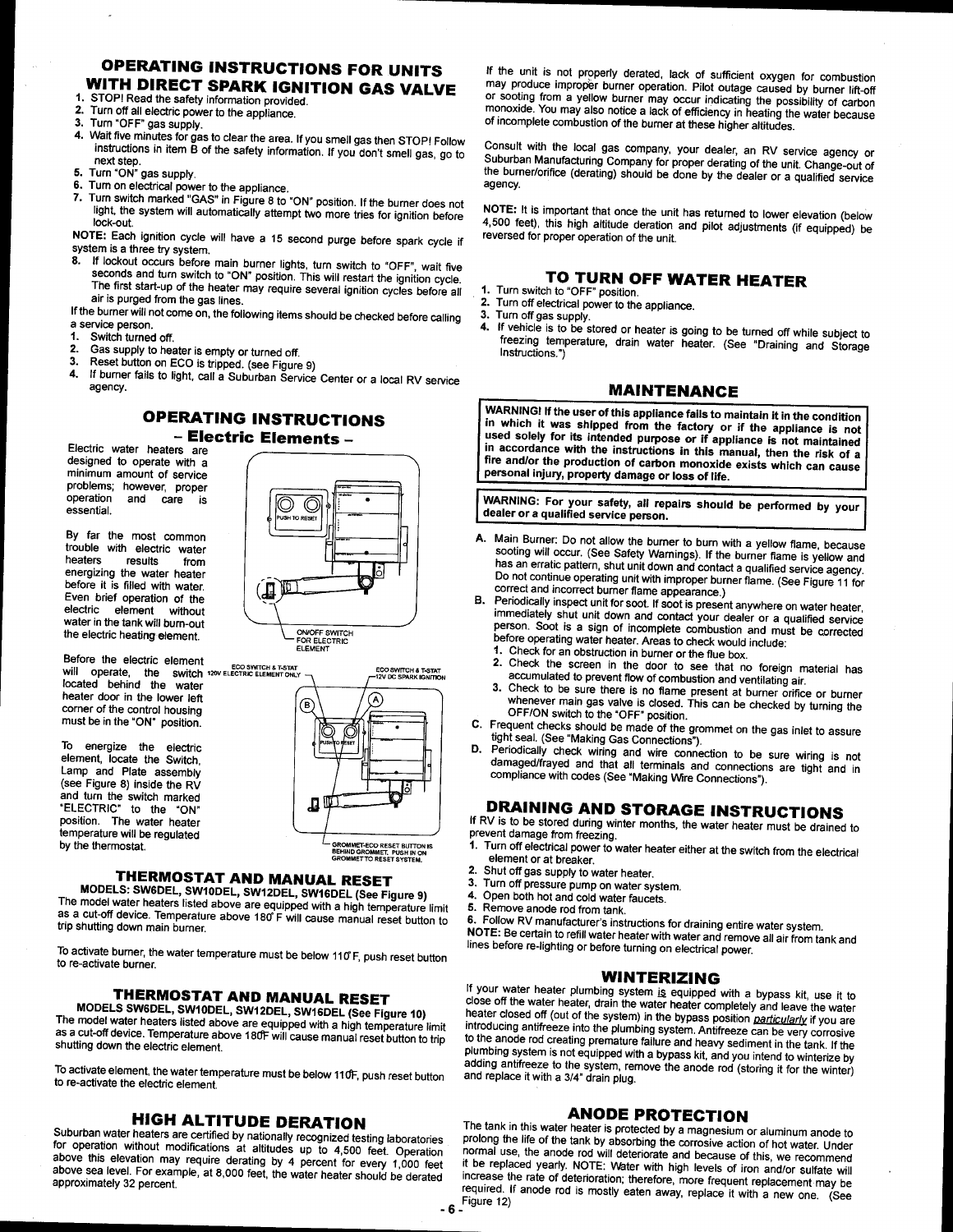## OPERATING INSTRUCTIONS FOR UNITS WITH DIRECT SPARK IGNITION GAS VALVE

1. STOP! Read the safety information provided.
2. Turn off all electric power to the appliance.
3. Turn "OFF" gas supply.
4. Wait five minutes for gas to clear the area. If you smell gas then STOP! Follow instructions in item B of the safety information. If you don't smell gas, go to next step.
5. Turn "ON" gas supply.
6. Turn on electrical power to the appliance.
7. Turn switch marked "GAS" in Figure 8 to "ON" position. If the burner does not light, the system will automatically attempt two more tries for ignition before lock-out.

NOTE: Each ignition cycle will have a 15 second purge before spark cycle if system is a three try system.

8. If lockout occurs before main burner lights, turn switch to "OFF", wait five seconds and turn switch to "ON" position. This will restart the ignition cycle. The first start-up of the heater may require several ignition cycles before all air is purged from the gas lines.

If the burner will not come on, the following items should be checked before calling a service person.

1. Switch turned off.
2. Gas supply to heater is empty or turned off.
3. Reset button on ECO is tripped. (see Figure 9)
4. If burner fails to light, call a Suburban Service Center or a local RV service agency.

## OPERATING INSTRUCTIONS
### - Electric Elements -

Electric water heaters are designed to operate with a minimum amount of service problems; however, proper operation and care is essential.

By far the most common trouble with electric water heaters results from energizing the water heater before it is filled with water. Even brief operation of the electric element without water in the tank will burn-out the electric heating element.

Before the electric element will operate, the switch located behind the water heater door in the lower left corner of the control housing must be in the "ON" position.

To energize the electric element, locate the Switch, Lamp and Plate assembly (see Figure 8) inside the RV and turn the switch marked "ELECTRIC" to the "ON" position. The water heater temperature will be regulated by the thermostat.

ON/OFF SWITCH FOR ELECTRIC ELEMENT

ECO SWITCH & T-STAT 120V ELECTRIC ELEMENT ONLY

ECO SWITCH & T-STAT 12V DC SPARK IGNITION

GROMMET-ECO RESET BUTTON IS BEHIND GROMMET. PUSH IN ON GROMMET TO RESET SYSTEM.

### THERMOSTAT AND MANUAL RESET
**MODELS: SW6DEL, SW10DEL, SW12DEL, SW16DEL (See Figure 9)**

The model water heaters listed above are equipped with a high temperature limit as a cut-off device. Temperature above 180°F will cause manual reset button to trip shutting down main burner.

To activate burner, the water temperature must be below 110°F, push reset button to re-activate burner.

### THERMOSTAT AND MANUAL RESET
**MODELS SW6DEL, SW10DEL, SW12DEL, SW16DEL (See Figure 10)**

The model water heaters listed above are equipped with a high temperature limit as a cut-off device. Temperature above 180°F will cause manual reset button to trip shutting down the electric element.

To activate element, the water temperature must be below 110°F, push reset button to re-activate the electric element.

## HIGH ALTITUDE DERATION

Suburban water heaters are certified by nationally recognized testing laboratories for operation without modifications at altitudes up to 4,500 feet. Operation above this elevation may require derating by 4 percent for every 1,000 feet above sea level. For example, at 8,000 feet, the water heater should be derated approximately 32 percent.

If the unit is not properly derated, lack of sufficient oxygen for combustion may produce improper burner operation. Pilot outage caused by burner lift-off or sooting from a yellow burner may occur indicating the possibility of carbon monoxide. You may also notice a lack of efficiency in heating the water because of incomplete combustion of the burner at these higher altitudes.

Consult with the local gas company, your dealer, an RV service agency or Suburban Manufacturing Company for proper derating of the unit. Change-out of the burner/orifice (derating) should be done by the dealer or a qualified service agency.

NOTE: It is important that once the unit has returned to lower elevation (below 4,500 feet), this high altitude deration and pilot adjustments (if equipped) be reversed for proper operation of the unit.

## TO TURN OFF WATER HEATER

1. Turn switch to "OFF" position.
2. Turn off electrical power to the appliance.
3. Turn off gas supply.
4. If vehicle is to be stored or heater is going to be turned off while subject to freezing temperature, drain water heater. (See "Draining and Storage Instructions.")

## MAINTENANCE

**WARNING! If the user of this appliance fails to maintain it in the condition in which it was shipped from the factory or if the appliance is not used solely for its intended purpose or if appliance is not maintained in accordance with the instructions in this manual, then the risk of a fire and/or the production of carbon monoxide exists which can cause personal injury, property damage or loss of life.**

**WARNING: For your safety, all repairs should be performed by your dealer or a qualified service person.**

A. Main Burner: Do not allow the burner to burn with a yellow flame, because sooting will occur. (See Safety Warnings). If the burner flame is yellow and has an erratic pattern, shut unit down and contact a qualified service agency. Do not continue operating unit with improper burner flame. (See Figure 11 for correct and incorrect burner flame appearance.)

B. Periodically inspect unit for soot. If soot is present anywhere on water heater, immediately shut unit down and contact your dealer or a qualified service person. Soot is a sign of incomplete combustion and must be corrected before operating water heater. Areas to check would include:
   1. Check for an obstruction in burner or the flue box.
   2. Check the screen in the door to see that no foreign material has accumulated to prevent flow of combustion and ventilating air.
   3. Check to be sure there is no flame present at burner orifice or burner whenever main gas valve is closed. This can be checked by turning the OFF/ON switch to the "OFF" position.

C. Frequent checks should be made of the grommet on the gas inlet to assure tight seal. (See "Making Gas Connections").

D. Periodically check wiring and wire connection to be sure wiring is not damaged/frayed and that all terminals and connections are tight and in compliance with codes (See "Making Wire Connections").

## DRAINING AND STORAGE INSTRUCTIONS

If RV is to be stored during winter months, the water heater must be drained to prevent damage from freezing.

1. Turn off electrical power to water heater either at the switch from the electrical element or at breaker.
2. Shut off gas supply to water heater.
3. Turn off pressure pump on water system.
4. Open both hot and cold water faucets.
5. Remove anode rod from tank.
6. Follow RV manufacturer's instructions for draining entire water system.

NOTE: Be certain to refill water heater with water and remove all air from tank and lines before re-lighting or before turning on electrical power.

## WINTERIZING

If your water heater plumbing system is equipped with a bypass kit, use it to close off the water heater, drain the water heater completely and leave the water heater closed off (out of the system) in the bypass position *particularly* if you are introducing antifreeze into the plumbing system. Antifreeze can be very corrosive to the anode rod creating premature failure and heavy sediment in the tank. If the plumbing system is not equipped with a bypass kit, and you intend to winterize by adding antifreeze to the system, remove the anode rod (storing it for the winter) and replace it with a 3/4" drain plug.

## ANODE PROTECTION

The tank in this water heater is protected by a magnesium or aluminum anode to prolong the life of the tank by absorbing the corrosive action of hot water. Under normal use, the anode rod will deteriorate and because of this, we recommend it be replaced yearly. NOTE: Water with high levels of iron and/or sulfate will increase the rate of deterioration; therefore, more frequent replacement may be required. If anode rod is mostly eaten away, replace it with a new one. (See Figure 12)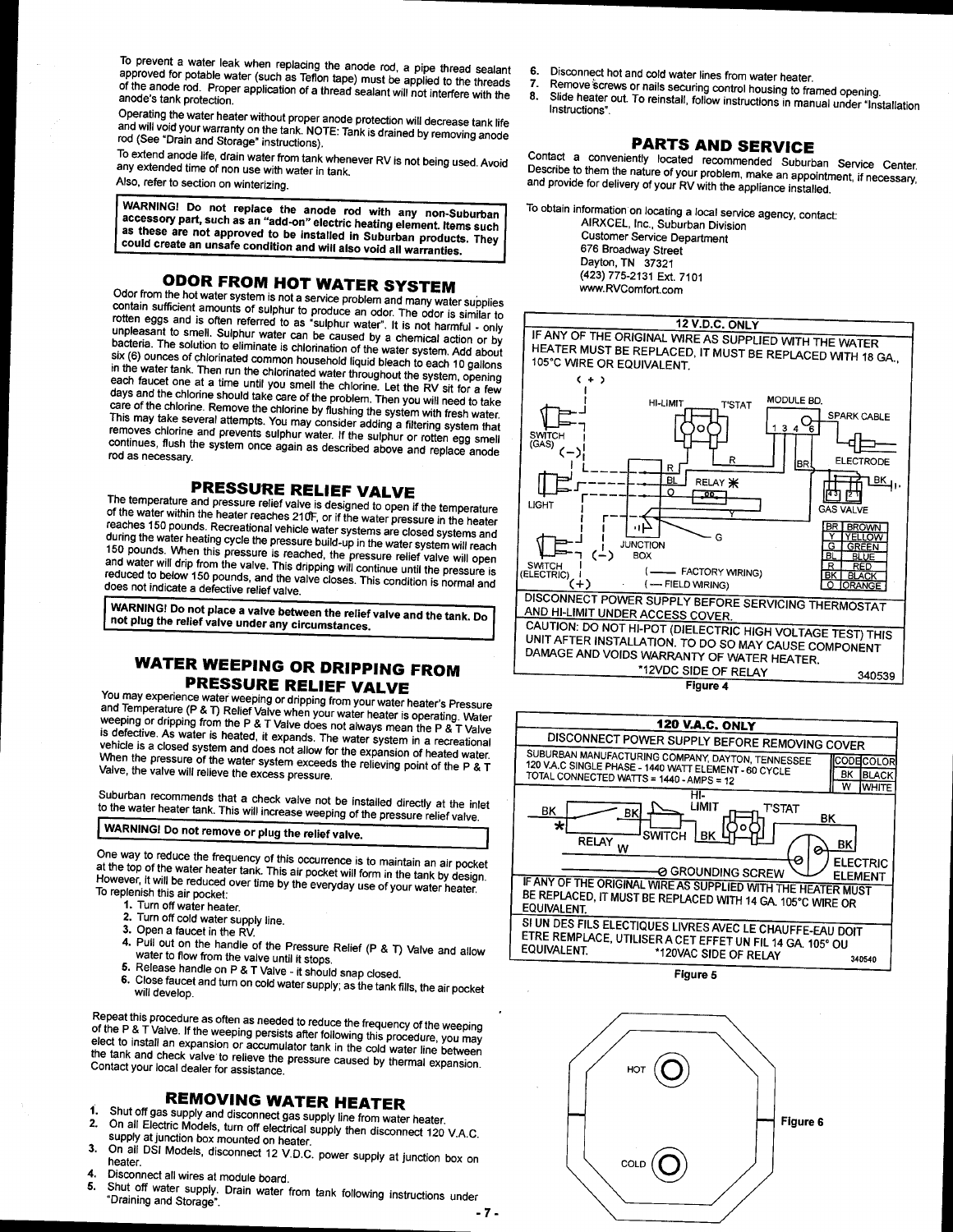To prevent a water leak when replacing the anode rod, a pipe thread sealant approved for potable water (such as Teflon tape) must be applied to the threads of the anode rod. Proper application of a thread sealant will not interfere with the anode's tank protection.

Operating the water heater without proper anode protection will decrease tank life and will void your warranty on the tank. NOTE: Tank is drained by removing anode rod (See "Drain and Storage" instructions).

To extend anode life, drain water from tank whenever RV is not being used. Avoid any extended time of non use with water in tank.

Also, refer to section on winterizing.

**WARNING! Do not replace the anode rod with any non-Suburban accessory part, such as an "add-on" electric heating element. Items such as these are not approved to be installed in Suburban products. They could create an unsafe condition and will also void all warranties.**

## ODOR FROM HOT WATER SYSTEM

Odor from the hot water system is not a service problem and many water supplies contain sufficient amounts of sulphur to produce an odor. The odor is similar to rotten eggs and is often referred to as "sulphur water". It is not harmful - only unpleasant to smell. Sulphur water can be caused by a chemical action or by bacteria. The solution to eliminate is chlorination of the water system. Add about six (6) ounces of chlorinated common household liquid bleach to each 10 gallons in the water tank. Then run the chlorinated water throughout the system, opening each faucet one at a time until you smell the chlorine. Let the RV sit for a few days and the chlorine should take care of the problem. Then you will need to take care of the chlorine. Remove the chlorine by flushing the system with fresh water. This may take several attempts. You may consider adding a filtering system that removes chlorine and prevents sulphur water. If the sulphur or rotten egg smell continues, flush the system once again as described above and replace anode rod as necessary.

## PRESSURE RELIEF VALVE

The temperature and pressure relief valve is designed to open if the temperature of the water within the heater reaches 210F, or if the water pressure in the heater reaches 150 pounds. Recreational vehicle water systems are closed systems and during the water heating cycle the pressure build-up in the water system will reach 150 pounds. When this pressure is reached, the pressure relief valve will open and water will drip from the valve. This dripping will continue until the pressure is reduced to below 150 pounds, and the valve closes. This condition is normal and does not indicate a defective relief valve.

**WARNING! Do not place a valve between the relief valve and the tank. Do not plug the relief valve under any circumstances.**

## WATER WEEPING OR DRIPPING FROM PRESSURE RELIEF VALVE

You may experience water weeping or dripping from your water heater's Pressure and Temperature (P & T) Relief Valve when your water heater is operating. Water weeping or dripping from the P & T Valve does not always mean the P & T Valve is defective. As water is heated, it expands. The water system in a recreational vehicle is a closed system and does not allow for the expansion of heated water. When the pressure of the water system exceeds the relieving point of the P & T Valve, the valve will relieve the excess pressure.

Suburban recommends that a check valve not be installed directly at the inlet to the water heater tank. This will increase weeping of the pressure relief valve.

**WARNING! Do not remove or plug the relief valve.**

One way to reduce the frequency of this occurrence is to maintain an air pocket at the top of the water heater tank. This air pocket will form in the tank by design. However, it will be reduced over time by the everyday use of your water heater. To replenish this air pocket:

1. Turn off water heater.
2. Turn off cold water supply line.
3. Open a faucet in the RV.
4. Pull out on the handle of the Pressure Relief (P & T) Valve and allow water to flow from the valve until it stops.
5. Release handle on P & T Valve - it should snap closed.
6. Close faucet and turn on cold water supply; as the tank fills, the air pocket will develop.

Repeat this procedure as often as needed to reduce the frequency of the weeping of the P & T Valve. If the weeping persists after following this procedure, you may elect to install an expansion or accumulator tank in the cold water line between the tank and check valve to relieve the pressure caused by thermal expansion. Contact your local dealer for assistance.

## REMOVING WATER HEATER

1. Shut off gas supply and disconnect gas supply line from water heater.
2. On all Electric Models, turn off electrical supply then disconnect 120 V.A.C. supply at junction box mounted on heater.
3. On all DSI Models, disconnect 12 V.D.C. power supply at junction box on heater.
4. Disconnect all wires at module board.
5. Shut off water supply. Drain water from tank following instructions under "Draining and Storage".
6. Disconnect hot and cold water lines from water heater.
7. Remove screws or nails securing control housing to framed opening.
8. Slide heater out. To reinstall, follow instructions in manual under "Installation Instructions".

## PARTS AND SERVICE

Contact a conveniently located recommended Suburban Service Center. Describe to them the nature of your problem, make an appointment, if necessary, and provide for delivery of your RV with the appliance installed.

To obtain information on locating a local service agency, contact:

AIRXCEL, Inc., Suburban Division
Customer Service Department
676 Broadway Street
Dayton, TN 37321
(423) 775-2131 Ext. 7101
www.RVComfort.com

**12 V.D.C. ONLY**

IF ANY OF THE ORIGINAL WIRE AS SUPPLIED WITH THE WATER HEATER MUST BE REPLACED, IT MUST BE REPLACED WITH 18 GA., 105°C WIRE OR EQUIVALENT.

(+) HI-LIMIT T'STAT MODULE BD. 1 3 4 6 SPARK CABLE SWITCH (GAS) (-) R R BR ELECTRODE BL RELAY * O BK LIGHT Y GAS VALVE G JUNCTION BOX (-) SWITCH (ELECTRIC) (+) (— FACTORY WIRING) (— FIELD WIRING)

| | |
|---|---|
| BR | BROWN |
| Y | YELLOW |
| G | GREEN |
| BL | BLUE |
| R | RED |
| BK | BLACK |
| O | ORANGE |

DISCONNECT POWER SUPPLY BEFORE SERVICING THERMOSTAT AND HI-LIMIT UNDER ACCESS COVER.

CAUTION: DO NOT HI-POT (DIELECTRIC HIGH VOLTAGE TEST) THIS UNIT AFTER INSTALLATION. TO DO SO MAY CAUSE COMPONENT DAMAGE AND VOIDS WARRANTY OF WATER HEATER.

*12VDC SIDE OF RELAY 340539

Figure 4

**120 V.A.C. ONLY**

DISCONNECT POWER SUPPLY BEFORE REMOVING COVER

SUBURBAN MANUFACTURING COMPANY, DAYTON, TENNESSEE
120 V.A.C SINGLE PHASE - 1440 WATT ELEMENT - 60 CYCLE
TOTAL CONNECTED WATTS = 1440 - AMPS = 12

| CODE | COLOR |
|---|---|
| BK | BLACK |
| W | WHITE |

BK BK HI-LIMIT T'STAT BK * RELAY W SWITCH BK BK ELECTRIC ELEMENT GROUNDING SCREW

IF ANY OF THE ORIGINAL WIRE AS SUPPLIED WITH THE HEATER MUST BE REPLACED, IT MUST BE REPLACED WITH 14 GA. 105°C WIRE OR EQUIVALENT.

SI UN DES FILS ELECTIQUES LIVRES AVEC LE CHAUFFE-EAU DOIT ETRE REMPLACE, UTILISER A CET EFFET UN FIL 14 GA. 105° OU EQUIVALENT.

*120VAC SIDE OF RELAY 340540

Figure 5

HOT COLD

Figure 6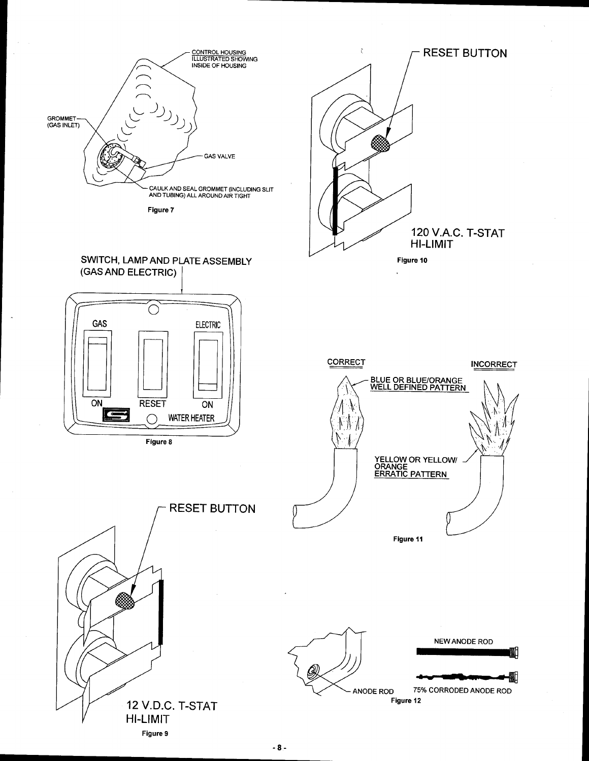CONTROL HOUSING
ILLUSTRATED SHOWING
INSIDE OF HOUSING

GROMMET
(GAS INLET)

GAS VALVE

CAULK AND SEAL GROMMET (INCLUDING SLIT
AND TUBING) ALL AROUND AIR TIGHT

Figure 7

RESET BUTTON

120 V.A.C. T-STAT
HI-LIMIT

Figure 10

SWITCH, LAMP AND PLATE ASSEMBLY
(GAS AND ELECTRIC)

GAS

ELECTRIC

ON

RESET

ON

WATER HEATER

Figure 8

CORRECT

INCORRECT

BLUE OR BLUE/ORANGE
WELL DEFINED PATTERN

YELLOW OR YELLOW/
ORANGE
ERRATIC PATTERN

Figure 11

RESET BUTTON

12 V.D.C. T-STAT
HI-LIMIT

Figure 9

NEW ANODE ROD

ANODE ROD

75% CORRODED ANODE ROD

Figure 12